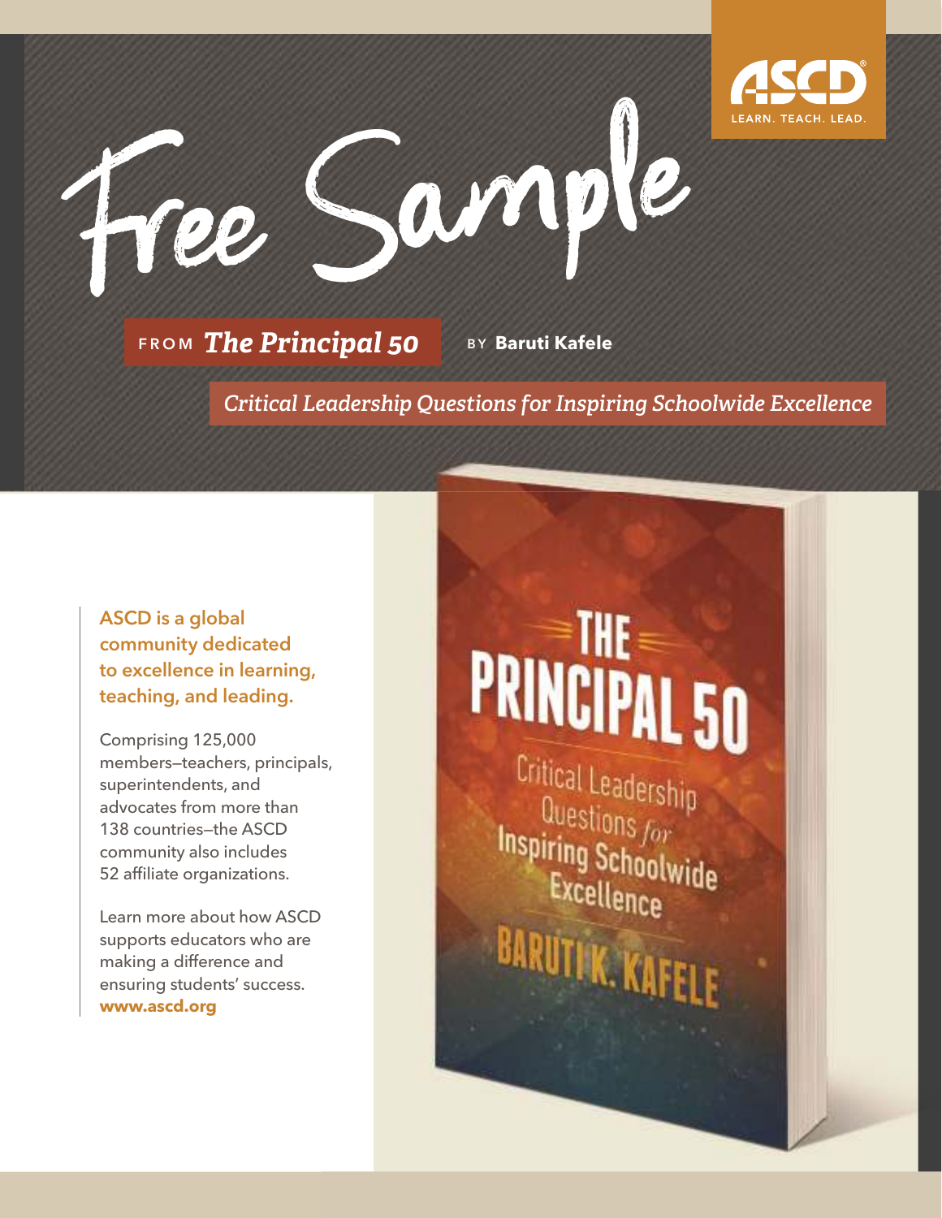# Free Sample

ASCD
LEARN. TEACH. LEAD.

FROM *The Principal 50* BY **Baruti Kafele**

*Critical Leadership Questions for Inspiring Schoolwide Excellence*

**ASCD is a global community dedicated to excellence in learning, teaching, and leading.**

Comprising 125,000 members—teachers, principals, superintendents, and advocates from more than 138 countries—the ASCD community also includes 52 affiliate organizations.

Learn more about how ASCD supports educators who are making a difference and ensuring students' success.
**www.ascd.org**

THE PRINCIPAL 50
Critical Leadership Questions for Inspiring Schoolwide Excellence
BARUTI K. KAFELE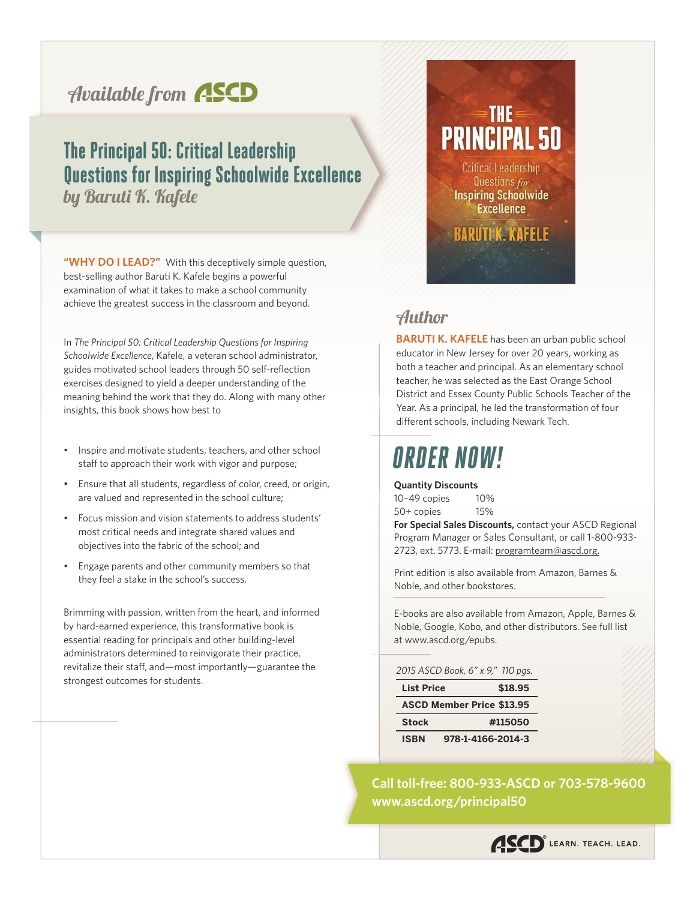*Available from* ASCD

# The Principal 50: Critical Leadership Questions for Inspiring Schoolwide Excellence

*by Baruti K. Kafele*

**"WHY DO I LEAD?"** With this deceptively simple question, best-selling author Baruti K. Kafele begins a powerful examination of what it takes to make a school community achieve the greatest success in the classroom and beyond.

In *The Principal 50: Critical Leadership Questions for Inspiring Schoolwide Excellence*, Kafele, a veteran school administrator, guides motivated school leaders through 50 self-reflection exercises designed to yield a deeper understanding of the meaning behind the work that they do. Along with many other insights, this book shows how best to

- Inspire and motivate students, teachers, and other school staff to approach their work with vigor and purpose;
- Ensure that all students, regardless of color, creed, or origin, are valued and represented in the school culture;
- Focus mission and vision statements to address students' most critical needs and integrate shared values and objectives into the fabric of the school; and
- Engage parents and other community members so that they feel a stake in the school's success.

Brimming with passion, written from the heart, and informed by hard-earned experience, this transformative book is essential reading for principals and other building-level administrators determined to reinvigorate their practice, revitalize their staff, and—most importantly—guarantee the strongest outcomes for students.

## Author

**BARUTI K. KAFELE** has been an urban public school educator in New Jersey for over 20 years, working as both a teacher and principal. As an elementary school teacher, he was selected as the East Orange School District and Essex County Public Schools Teacher of the Year. As a principal, he led the transformation of four different schools, including Newark Tech.

## ORDER NOW!

**Quantity Discounts**
10–49 copies 10%
50+ copies 15%

**For Special Sales Discounts,** contact your ASCD Regional Program Manager or Sales Consultant, or call 1-800-933-2723, ext. 5773. E-mail: programteam@ascd.org.

Print edition is also available from Amazon, Barnes & Noble, and other bookstores.

E-books are also available from Amazon, Apple, Barnes & Noble, Google, Kobo, and other distributors. See full list at www.ascd.org/epubs.

*2015 ASCD Book, 6" x 9," 110 pgs.*

| | |
|---|---|
| **List Price** | **$18.95** |
| **ASCD Member Price** | **$13.95** |
| **Stock** | **#115050** |
| **ISBN** | **978-1-4166-2014-3** |

**Call toll-free: 800-933-ASCD or 703-578-9600**
**www.ascd.org/principal50**

ASCD LEARN. TEACH. LEAD.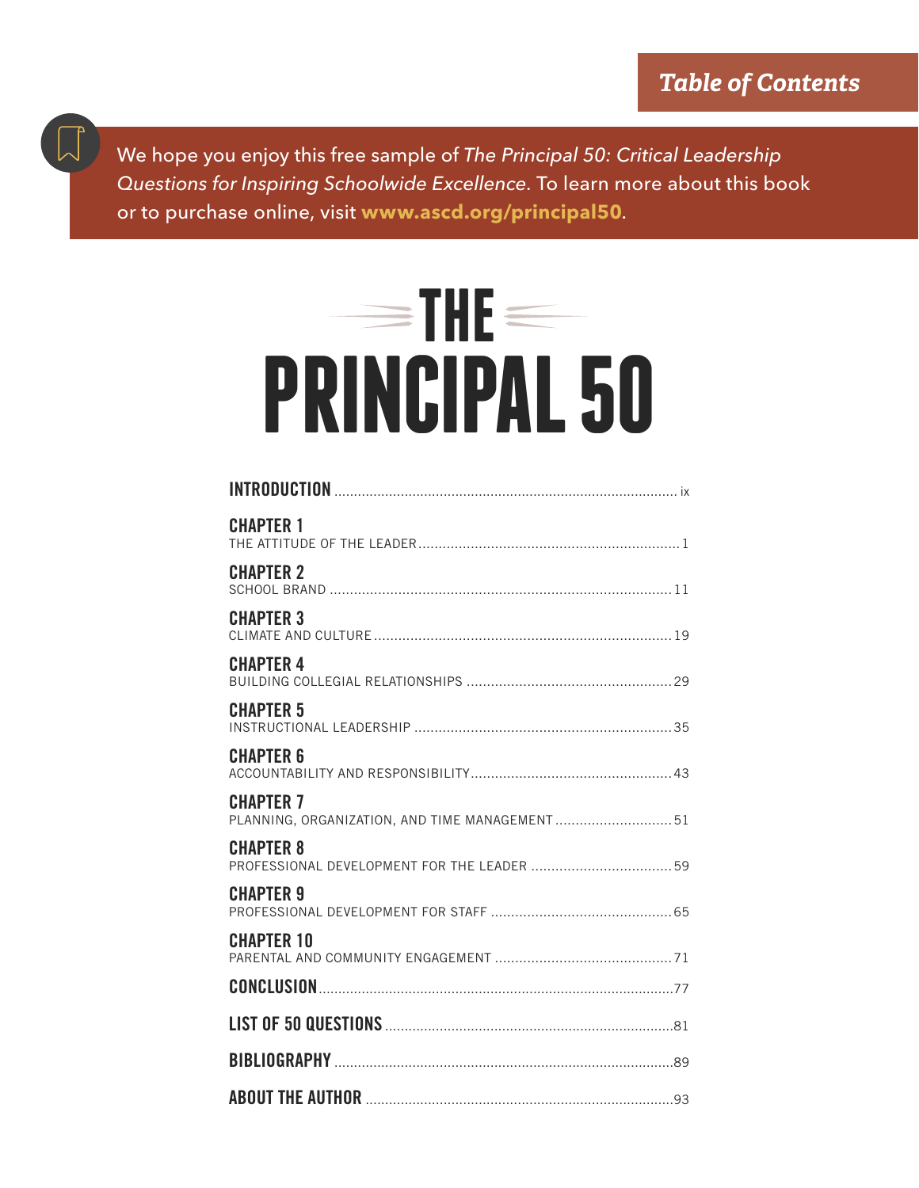Table of Contents

We hope you enjoy this free sample of *The Principal 50: Critical Leadership Questions for Inspiring Schoolwide Excellence*. To learn more about this book or to purchase online, visit **www.ascd.org/principal50**.

# THE PRINCIPAL 50

**INTRODUCTION** ........ ix

**CHAPTER 1**
THE ATTITUDE OF THE LEADER ........ 1

**CHAPTER 2**
SCHOOL BRAND ........ 11

**CHAPTER 3**
CLIMATE AND CULTURE ........ 19

**CHAPTER 4**
BUILDING COLLEGIAL RELATIONSHIPS ........ 29

**CHAPTER 5**
INSTRUCTIONAL LEADERSHIP ........ 35

**CHAPTER 6**
ACCOUNTABILITY AND RESPONSIBILITY ........ 43

**CHAPTER 7**
PLANNING, ORGANIZATION, AND TIME MANAGEMENT ........ 51

**CHAPTER 8**
PROFESSIONAL DEVELOPMENT FOR THE LEADER ........ 59

**CHAPTER 9**
PROFESSIONAL DEVELOPMENT FOR STAFF ........ 65

**CHAPTER 10**
PARENTAL AND COMMUNITY ENGAGEMENT ........ 71

**CONCLUSION** ........ 77

**LIST OF 50 QUESTIONS** ........ 81

**BIBLIOGRAPHY** ........ 89

**ABOUT THE AUTHOR** ........ 93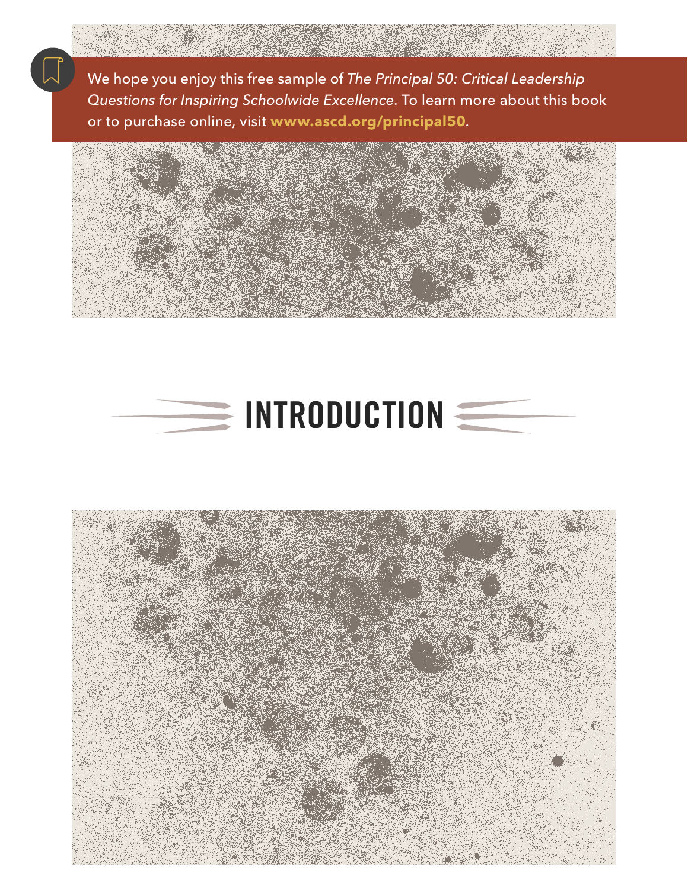We hope you enjoy this free sample of *The Principal 50: Critical Leadership Questions for Inspiring Schoolwide Excellence*. To learn more about this book or to purchase online, visit **www.ascd.org/principal50**.

# INTRODUCTION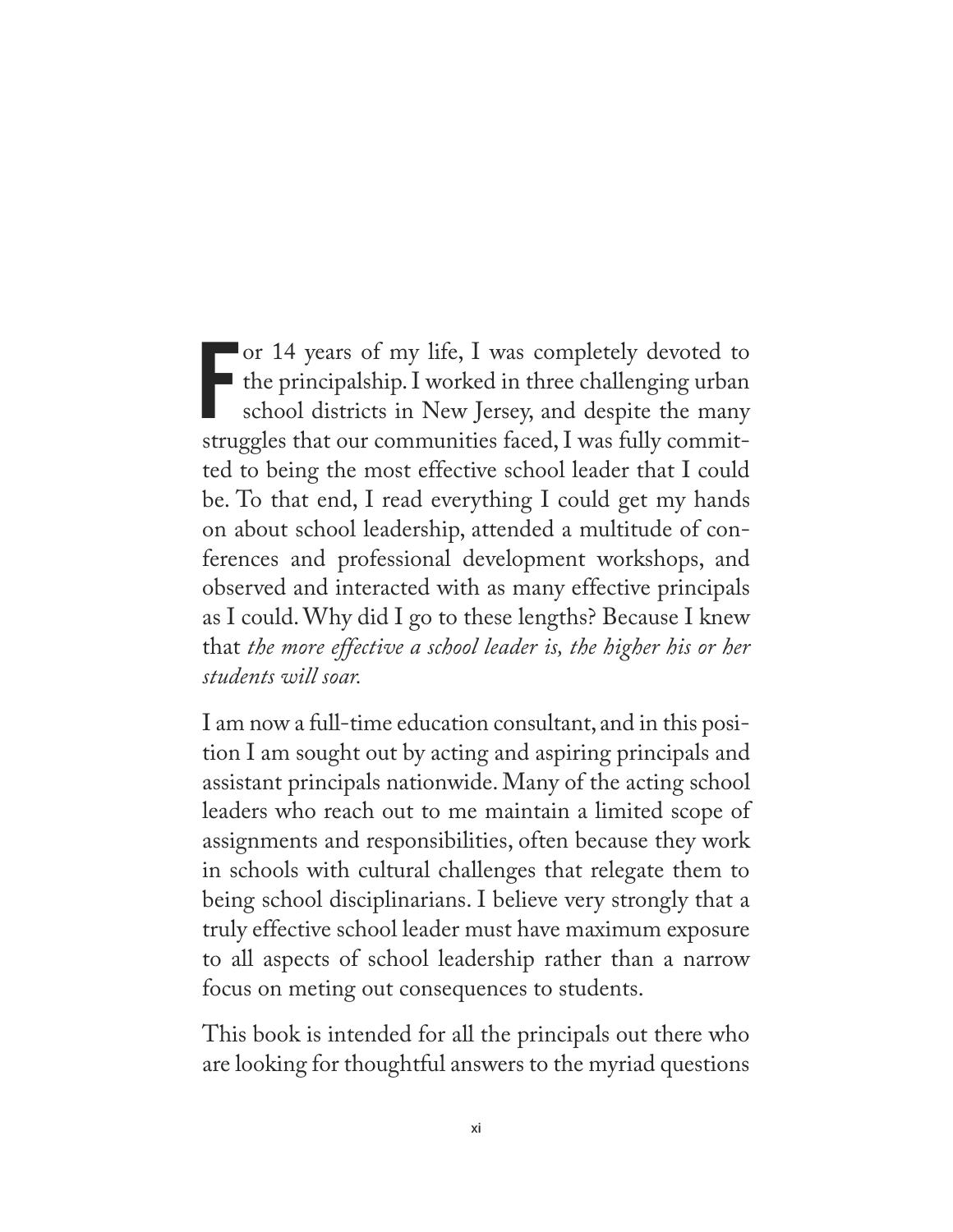For 14 years of my life, I was completely devoted to the principalship. I worked in three challenging urban school districts in New Jersey, and despite the many struggles that our communities faced, I was fully committed to being the most effective school leader that I could be. To that end, I read everything I could get my hands on about school leadership, attended a multitude of conferences and professional development workshops, and observed and interacted with as many effective principals as I could. Why did I go to these lengths? Because I knew that *the more effective a school leader is, the higher his or her students will soar.*

I am now a full-time education consultant, and in this position I am sought out by acting and aspiring principals and assistant principals nationwide. Many of the acting school leaders who reach out to me maintain a limited scope of assignments and responsibilities, often because they work in schools with cultural challenges that relegate them to being school disciplinarians. I believe very strongly that a truly effective school leader must have maximum exposure to all aspects of school leadership rather than a narrow focus on meting out consequences to students.

This book is intended for all the principals out there who are looking for thoughtful answers to the myriad questions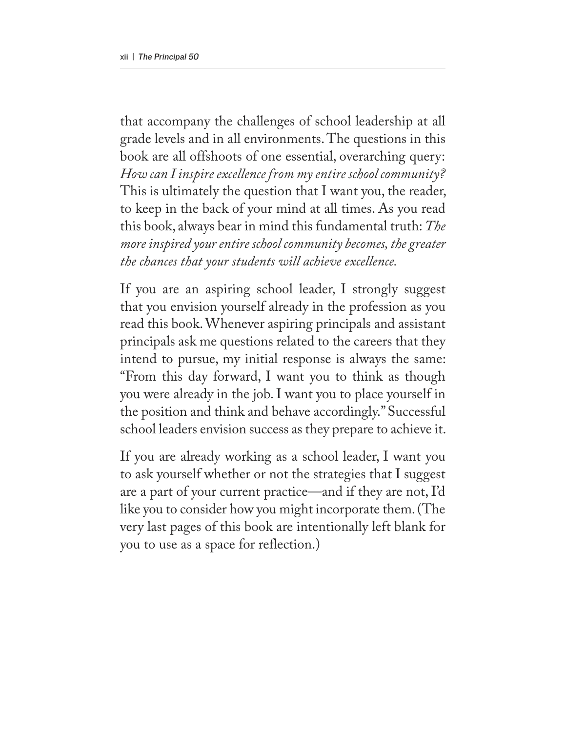that accompany the challenges of school leadership at all grade levels and in all environments. The questions in this book are all offshoots of one essential, overarching query: *How can I inspire excellence from my entire school community?* This is ultimately the question that I want you, the reader, to keep in the back of your mind at all times. As you read this book, always bear in mind this fundamental truth: *The more inspired your entire school community becomes, the greater the chances that your students will achieve excellence.*

If you are an aspiring school leader, I strongly suggest that you envision yourself already in the profession as you read this book. Whenever aspiring principals and assistant principals ask me questions related to the careers that they intend to pursue, my initial response is always the same: "From this day forward, I want you to think as though you were already in the job. I want you to place yourself in the position and think and behave accordingly." Successful school leaders envision success as they prepare to achieve it.

If you are already working as a school leader, I want you to ask yourself whether or not the strategies that I suggest are a part of your current practice—and if they are not, I'd like you to consider how you might incorporate them. (The very last pages of this book are intentionally left blank for you to use as a space for reflection.)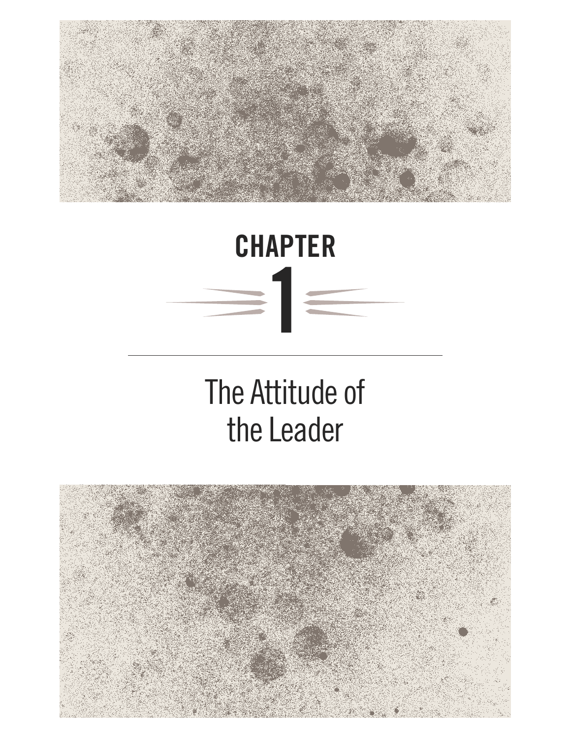# CHAPTER 1

## The Attitude of the Leader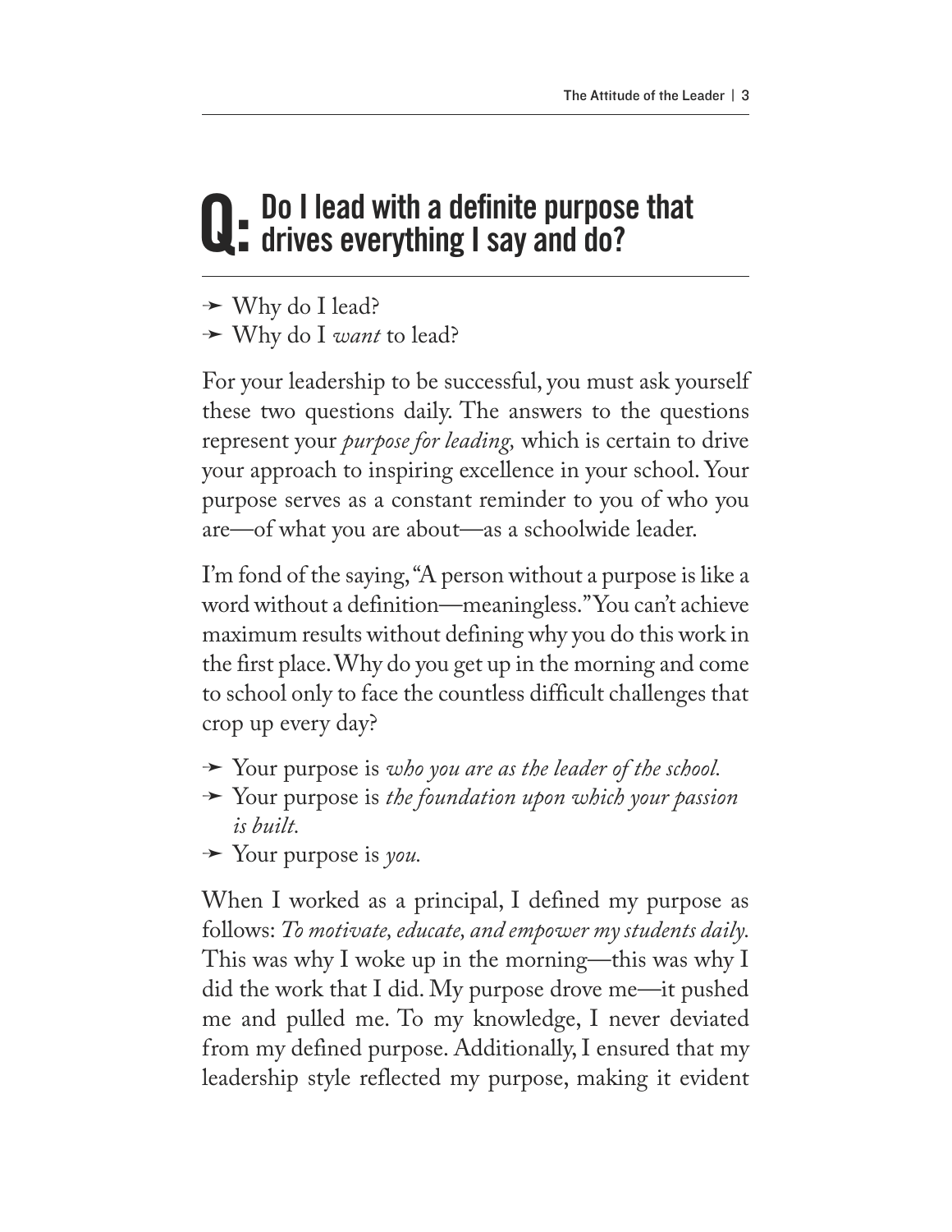## Q: Do I lead with a definite purpose that drives everything I say and do?

- Why do I lead?
- Why do I *want* to lead?

For your leadership to be successful, you must ask yourself these two questions daily. The answers to the questions represent your *purpose for leading,* which is certain to drive your approach to inspiring excellence in your school. Your purpose serves as a constant reminder to you of who you are—of what you are about—as a schoolwide leader.

I'm fond of the saying, "A person without a purpose is like a word without a definition—meaningless." You can't achieve maximum results without defining why you do this work in the first place. Why do you get up in the morning and come to school only to face the countless difficult challenges that crop up every day?

- Your purpose is *who you are as the leader of the school.*
- Your purpose is *the foundation upon which your passion is built.*
- Your purpose is *you.*

When I worked as a principal, I defined my purpose as follows: *To motivate, educate, and empower my students daily.* This was why I woke up in the morning—this was why I did the work that I did. My purpose drove me—it pushed me and pulled me. To my knowledge, I never deviated from my defined purpose. Additionally, I ensured that my leadership style reflected my purpose, making it evident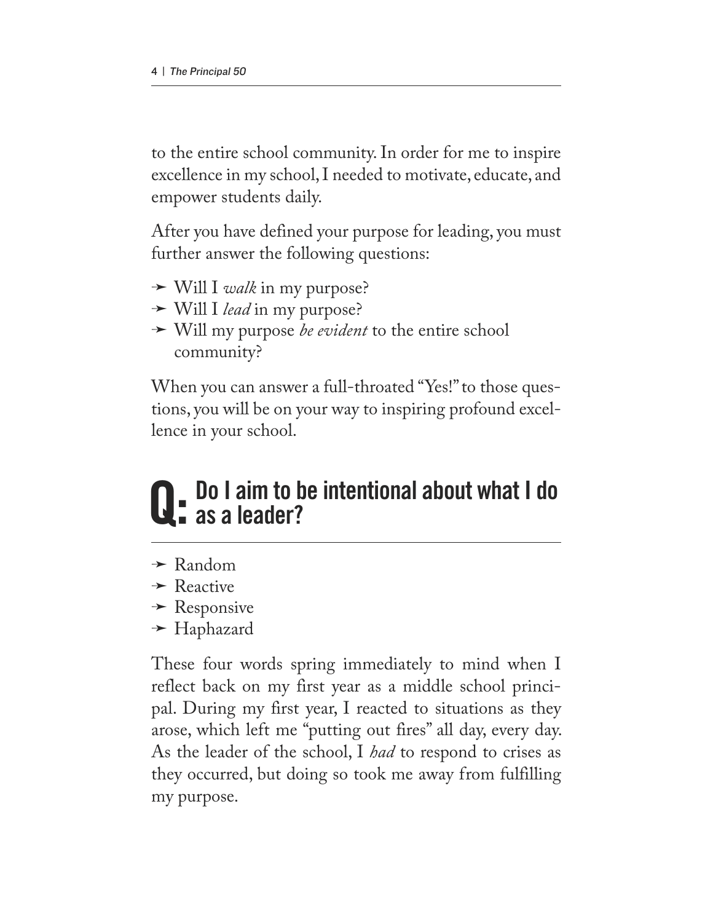to the entire school community. In order for me to inspire excellence in my school, I needed to motivate, educate, and empower students daily.

After you have defined your purpose for leading, you must further answer the following questions:

- ➛ Will I *walk* in my purpose?
- ➛ Will I *lead* in my purpose?
- ➛ Will my purpose *be evident* to the entire school community?

When you can answer a full-throated "Yes!" to those questions, you will be on your way to inspiring profound excellence in your school.

## Q: Do I aim to be intentional about what I do as a leader?

- ➛ Random
- ➛ Reactive
- ➛ Responsive
- ➛ Haphazard

These four words spring immediately to mind when I reflect back on my first year as a middle school principal. During my first year, I reacted to situations as they arose, which left me "putting out fires" all day, every day. As the leader of the school, I *had* to respond to crises as they occurred, but doing so took me away from fulfilling my purpose.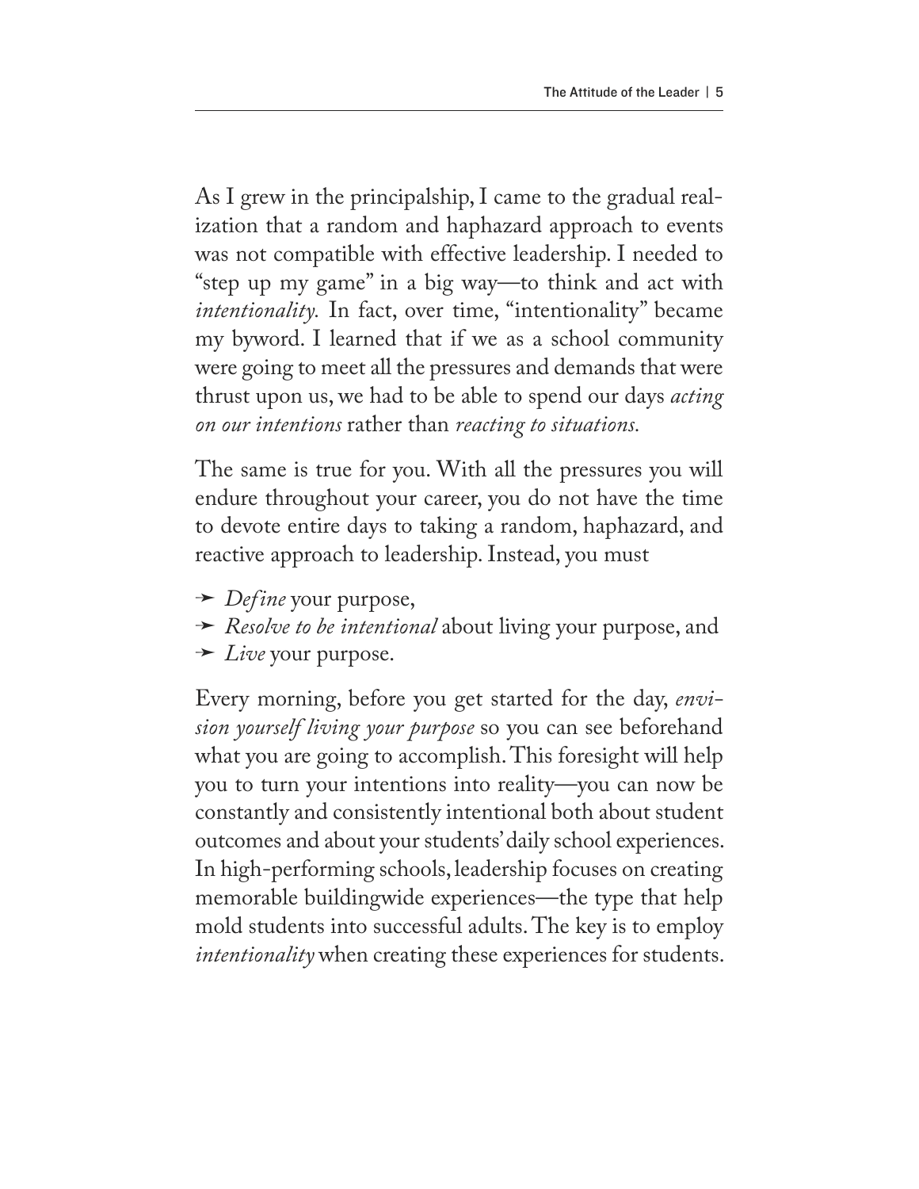As I grew in the principalship, I came to the gradual realization that a random and haphazard approach to events was not compatible with effective leadership. I needed to "step up my game" in a big way—to think and act with *intentionality.* In fact, over time, "intentionality" became my byword. I learned that if we as a school community were going to meet all the pressures and demands that were thrust upon us, we had to be able to spend our days *acting on our intentions* rather than *reacting to situations.*

The same is true for you. With all the pressures you will endure throughout your career, you do not have the time to devote entire days to taking a random, haphazard, and reactive approach to leadership. Instead, you must

- *Define* your purpose,
- *Resolve to be intentional* about living your purpose, and
- *Live* your purpose.

Every morning, before you get started for the day, *envision yourself living your purpose* so you can see beforehand what you are going to accomplish. This foresight will help you to turn your intentions into reality—you can now be constantly and consistently intentional both about student outcomes and about your students' daily school experiences. In high-performing schools, leadership focuses on creating memorable buildingwide experiences—the type that help mold students into successful adults. The key is to employ *intentionality* when creating these experiences for students.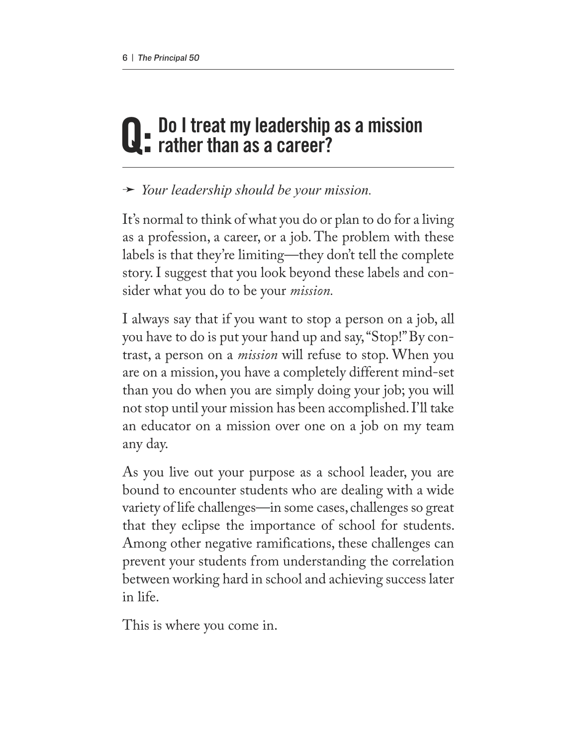# Q: Do I treat my leadership as a mission rather than as a career?

➛ *Your leadership should be your mission.*

It's normal to think of what you do or plan to do for a living as a profession, a career, or a job. The problem with these labels is that they're limiting—they don't tell the complete story. I suggest that you look beyond these labels and consider what you do to be your *mission.*

I always say that if you want to stop a person on a job, all you have to do is put your hand up and say, "Stop!" By contrast, a person on a *mission* will refuse to stop. When you are on a mission, you have a completely different mind-set than you do when you are simply doing your job; you will not stop until your mission has been accomplished. I'll take an educator on a mission over one on a job on my team any day.

As you live out your purpose as a school leader, you are bound to encounter students who are dealing with a wide variety of life challenges—in some cases, challenges so great that they eclipse the importance of school for students. Among other negative ramifications, these challenges can prevent your students from understanding the correlation between working hard in school and achieving success later in life.

This is where you come in.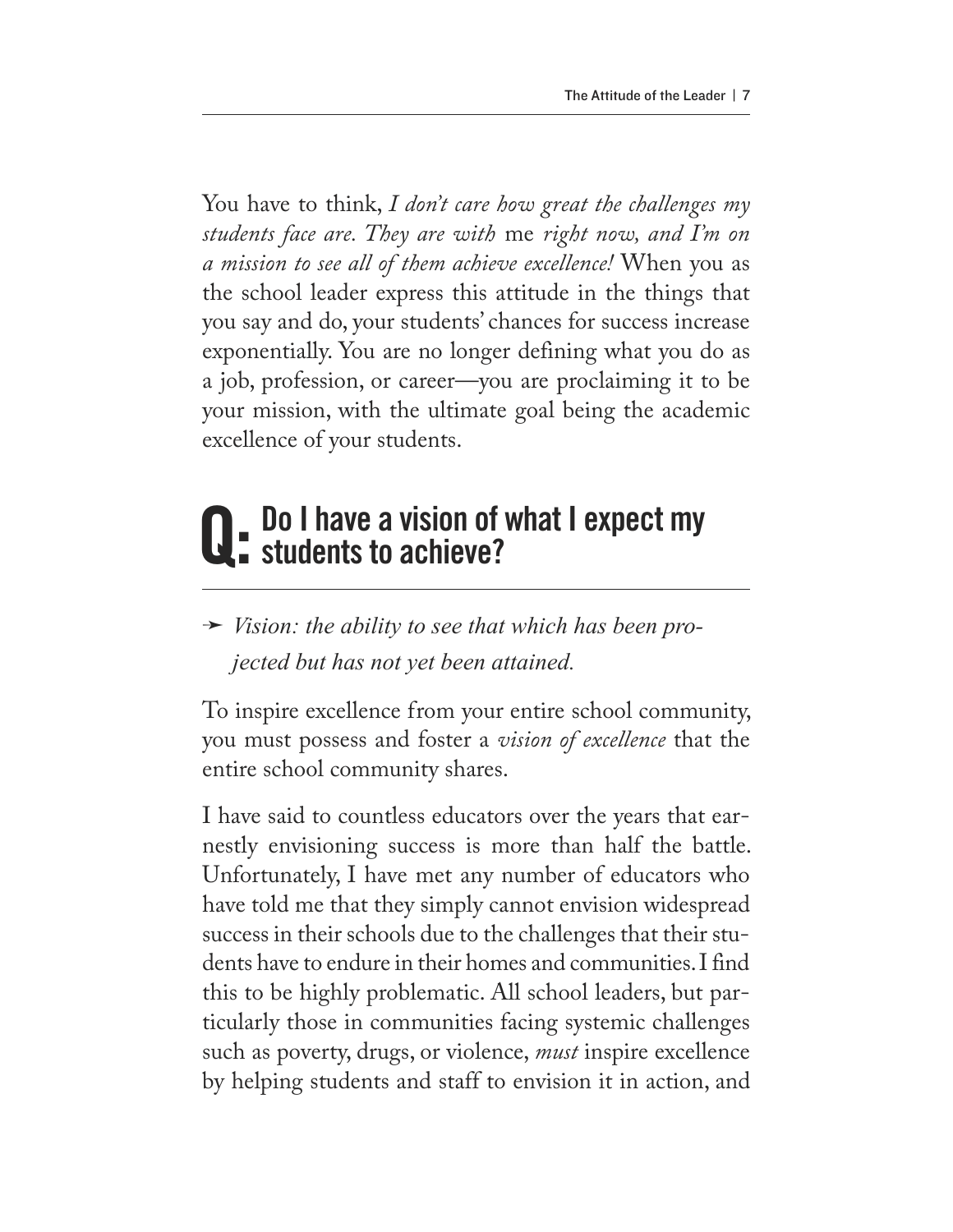You have to think, *I don't care how great the challenges my students face are. They are with* me *right now, and I'm on a mission to see all of them achieve excellence!* When you as the school leader express this attitude in the things that you say and do, your students' chances for success increase exponentially. You are no longer defining what you do as a job, profession, or career—you are proclaiming it to be your mission, with the ultimate goal being the academic excellence of your students.

## Q: Do I have a vision of what I expect my students to achieve?

➛ *Vision: the ability to see that which has been projected but has not yet been attained.*

To inspire excellence from your entire school community, you must possess and foster a *vision of excellence* that the entire school community shares.

I have said to countless educators over the years that earnestly envisioning success is more than half the battle. Unfortunately, I have met any number of educators who have told me that they simply cannot envision widespread success in their schools due to the challenges that their students have to endure in their homes and communities. I find this to be highly problematic. All school leaders, but particularly those in communities facing systemic challenges such as poverty, drugs, or violence, *must* inspire excellence by helping students and staff to envision it in action, and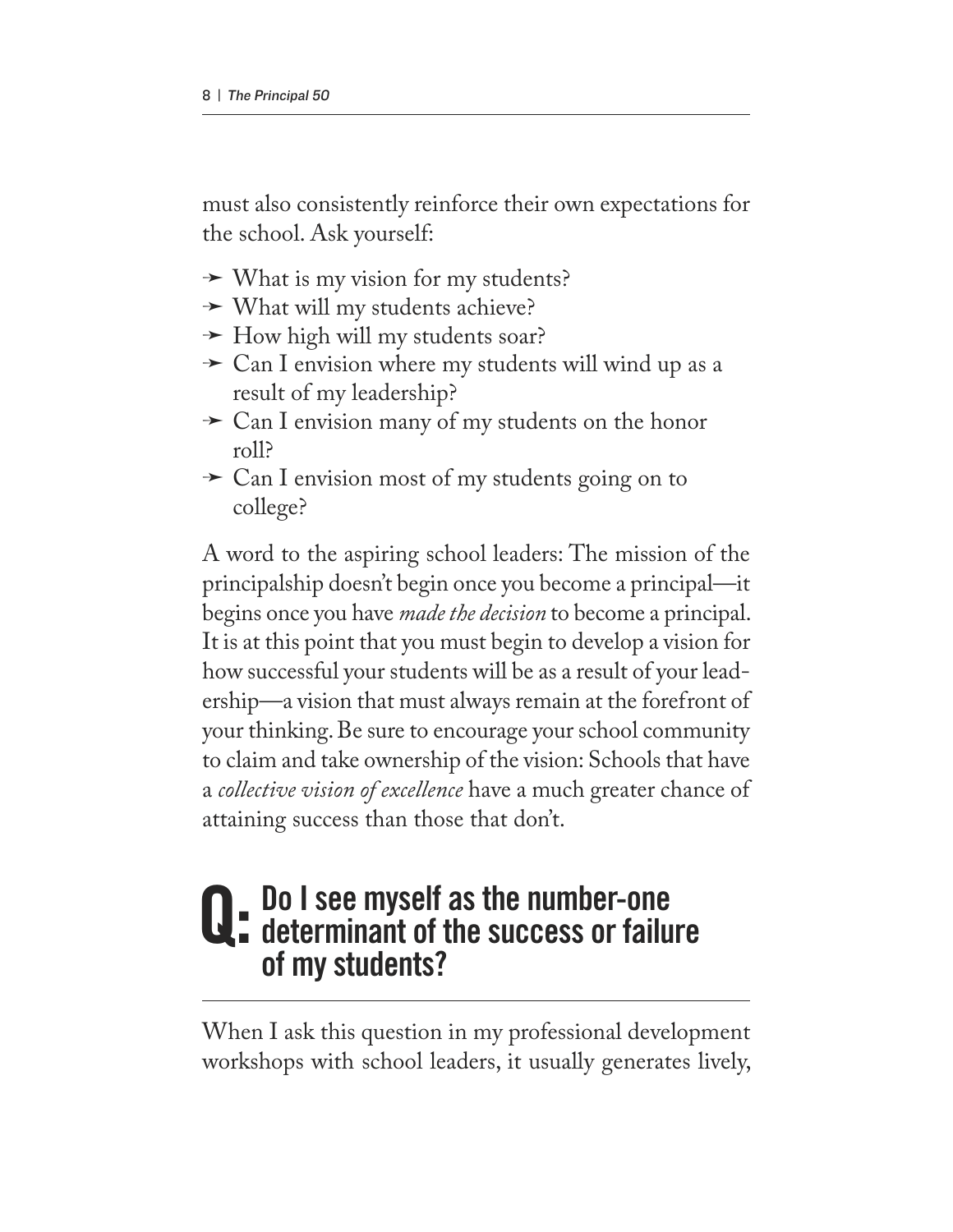must also consistently reinforce their own expectations for the school. Ask yourself:

- What is my vision for my students?
- What will my students achieve?
- How high will my students soar?
- Can I envision where my students will wind up as a result of my leadership?
- Can I envision many of my students on the honor roll?
- Can I envision most of my students going on to college?

A word to the aspiring school leaders: The mission of the principalship doesn't begin once you become a principal—it begins once you have *made the decision* to become a principal. It is at this point that you must begin to develop a vision for how successful your students will be as a result of your leadership—a vision that must always remain at the forefront of your thinking. Be sure to encourage your school community to claim and take ownership of the vision: Schools that have a *collective vision of excellence* have a much greater chance of attaining success than those that don't.

## Q: Do I see myself as the number-one determinant of the success or failure of my students?

When I ask this question in my professional development workshops with school leaders, it usually generates lively,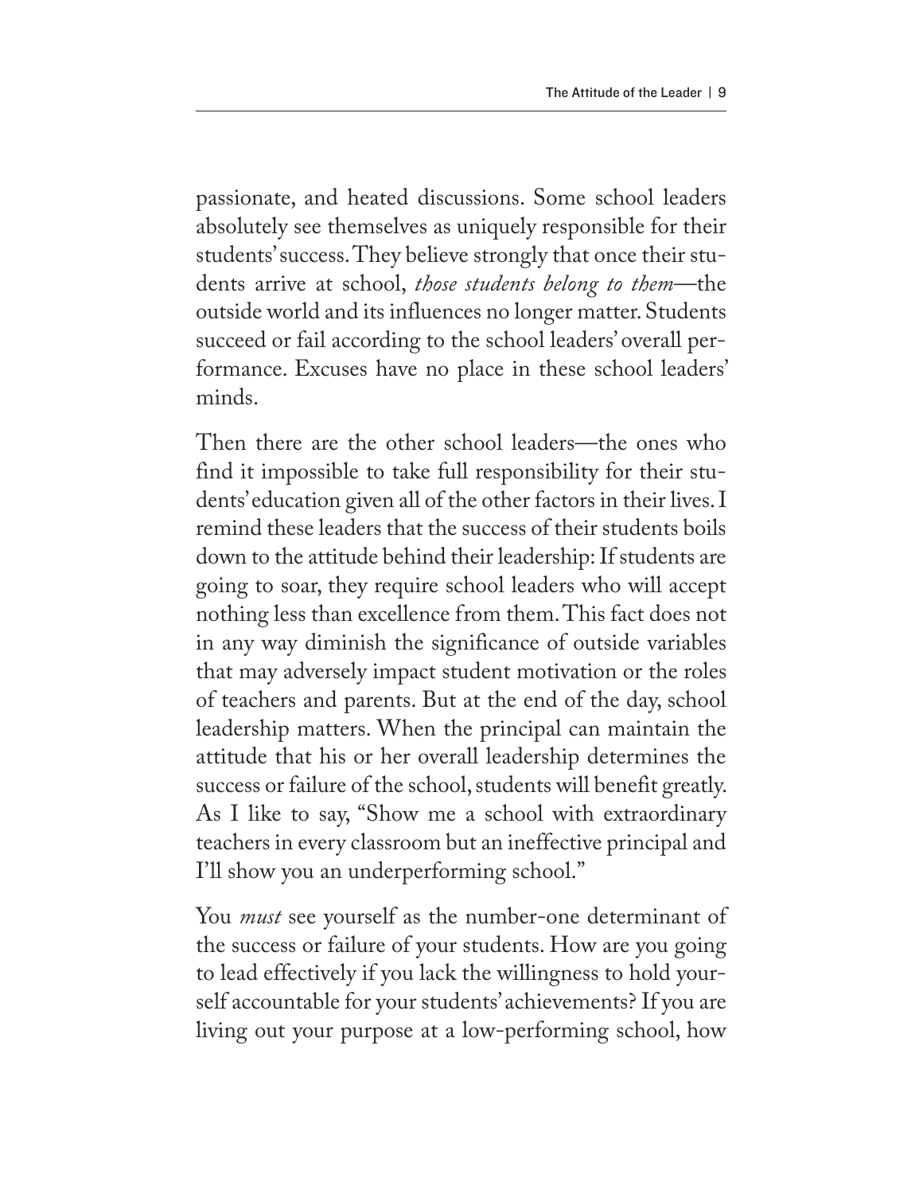passionate, and heated discussions. Some school leaders absolutely see themselves as uniquely responsible for their students' success. They believe strongly that once their students arrive at school, *those students belong to them*—the outside world and its influences no longer matter. Students succeed or fail according to the school leaders' overall performance. Excuses have no place in these school leaders' minds.

Then there are the other school leaders—the ones who find it impossible to take full responsibility for their students' education given all of the other factors in their lives. I remind these leaders that the success of their students boils down to the attitude behind their leadership: If students are going to soar, they require school leaders who will accept nothing less than excellence from them. This fact does not in any way diminish the significance of outside variables that may adversely impact student motivation or the roles of teachers and parents. But at the end of the day, school leadership matters. When the principal can maintain the attitude that his or her overall leadership determines the success or failure of the school, students will benefit greatly. As I like to say, "Show me a school with extraordinary teachers in every classroom but an ineffective principal and I'll show you an underperforming school."

You *must* see yourself as the number-one determinant of the success or failure of your students. How are you going to lead effectively if you lack the willingness to hold yourself accountable for your students' achievements? If you are living out your purpose at a low-performing school, how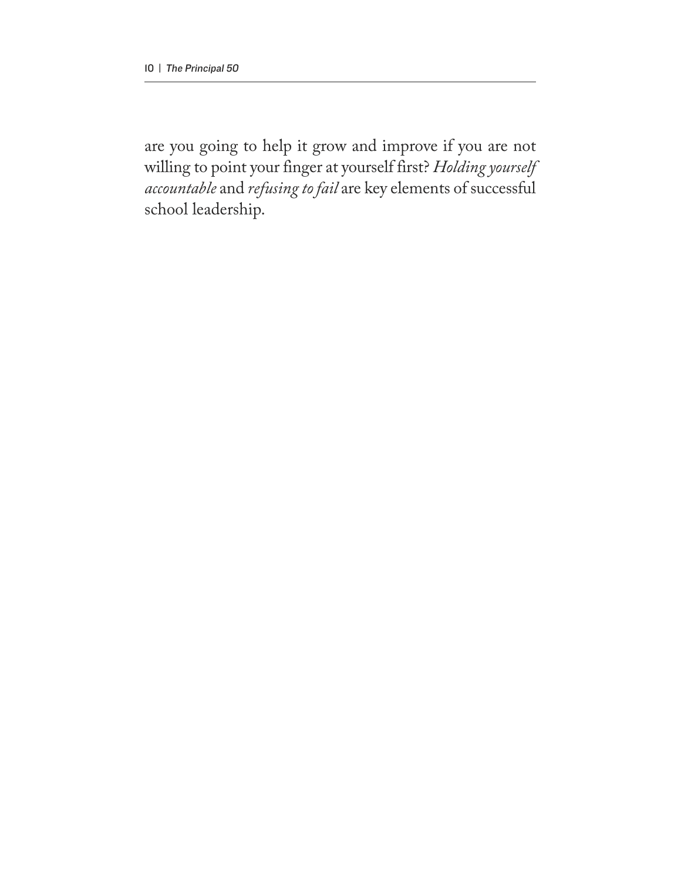are you going to help it grow and improve if you are not willing to point your finger at yourself first? *Holding yourself accountable* and *refusing to fail* are key elements of successful school leadership.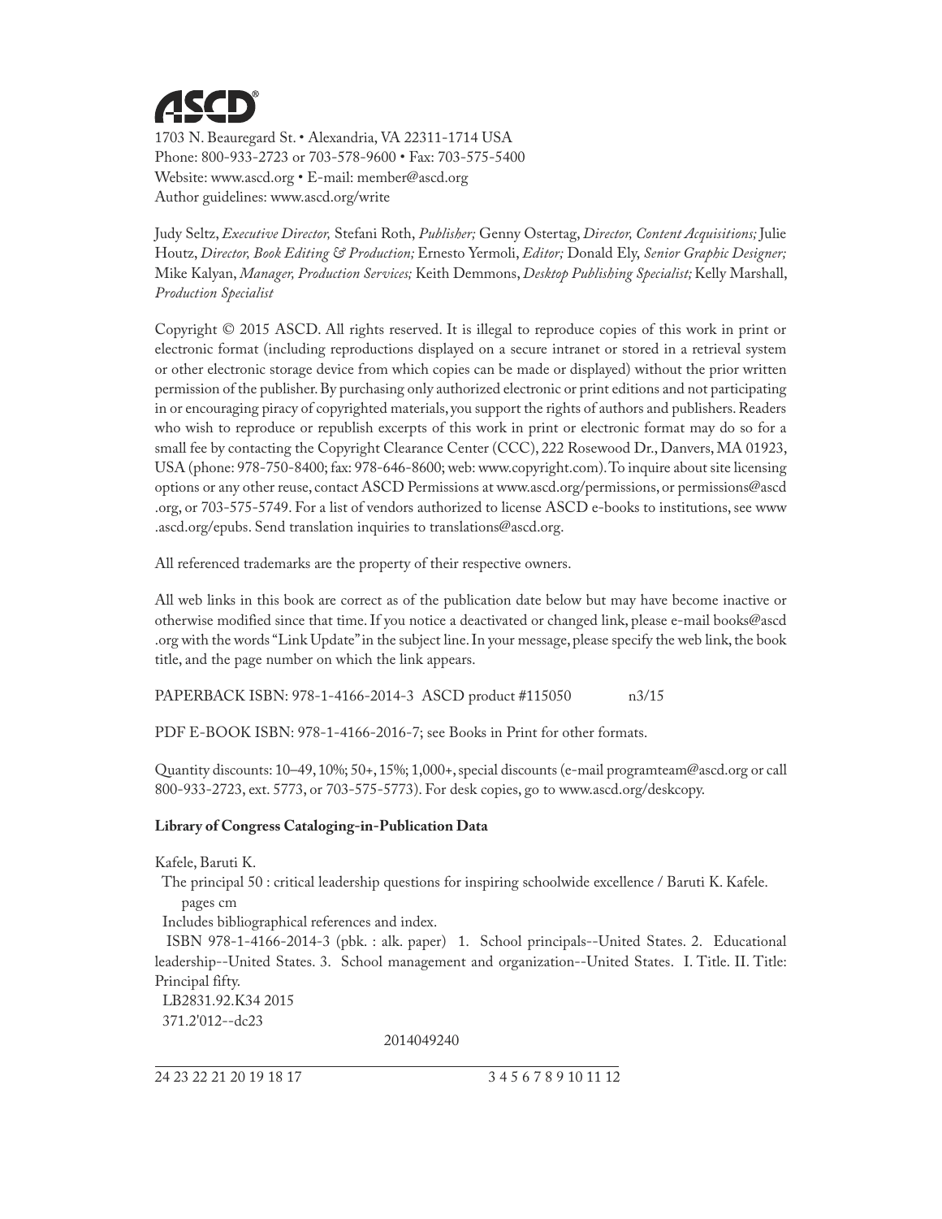ASCD®

1703 N. Beauregard St. • Alexandria, VA 22311-1714 USA
Phone: 800-933-2723 or 703-578-9600 • Fax: 703-575-5400
Website: www.ascd.org • E-mail: member@ascd.org
Author guidelines: www.ascd.org/write

Judy Seltz, *Executive Director,* Stefani Roth, *Publisher;* Genny Ostertag, *Director, Content Acquisitions;* Julie Houtz, *Director, Book Editing & Production;* Ernesto Yermoli, *Editor;* Donald Ely, *Senior Graphic Designer;* Mike Kalyan, *Manager, Production Services;* Keith Demmons, *Desktop Publishing Specialist;* Kelly Marshall, *Production Specialist*

Copyright © 2015 ASCD. All rights reserved. It is illegal to reproduce copies of this work in print or electronic format (including reproductions displayed on a secure intranet or stored in a retrieval system or other electronic storage device from which copies can be made or displayed) without the prior written permission of the publisher. By purchasing only authorized electronic or print editions and not participating in or encouraging piracy of copyrighted materials, you support the rights of authors and publishers. Readers who wish to reproduce or republish excerpts of this work in print or electronic format may do so for a small fee by contacting the Copyright Clearance Center (CCC), 222 Rosewood Dr., Danvers, MA 01923, USA (phone: 978-750-8400; fax: 978-646-8600; web: www.copyright.com). To inquire about site licensing options or any other reuse, contact ASCD Permissions at www.ascd.org/permissions, or permissions@ascd.org, or 703-575-5749. For a list of vendors authorized to license ASCD e-books to institutions, see www.ascd.org/epubs. Send translation inquiries to translations@ascd.org.

All referenced trademarks are the property of their respective owners.

All web links in this book are correct as of the publication date below but may have become inactive or otherwise modified since that time. If you notice a deactivated or changed link, please e-mail books@ascd.org with the words "Link Update" in the subject line. In your message, please specify the web link, the book title, and the page number on which the link appears.

PAPERBACK ISBN: 978-1-4166-2014-3 ASCD product #115050 n3/15

PDF E-BOOK ISBN: 978-1-4166-2016-7; see Books in Print for other formats.

Quantity discounts: 10–49, 10%; 50+, 15%; 1,000+, special discounts (e-mail programteam@ascd.org or call 800-933-2723, ext. 5773, or 703-575-5773). For desk copies, go to www.ascd.org/deskcopy.

**Library of Congress Cataloging-in-Publication Data**

Kafele, Baruti K.
The principal 50 : critical leadership questions for inspiring schoolwide excellence / Baruti K. Kafele.
pages cm
Includes bibliographical references and index.
ISBN 978-1-4166-2014-3 (pbk. : alk. paper) 1. School principals--United States. 2. Educational leadership--United States. 3. School management and organization--United States. I. Title. II. Title: Principal fifty.
LB2831.92.K34 2015
371.2'012--dc23

2014049240

24 23 22 21 20 19 18 17 3 4 5 6 7 8 9 10 11 12